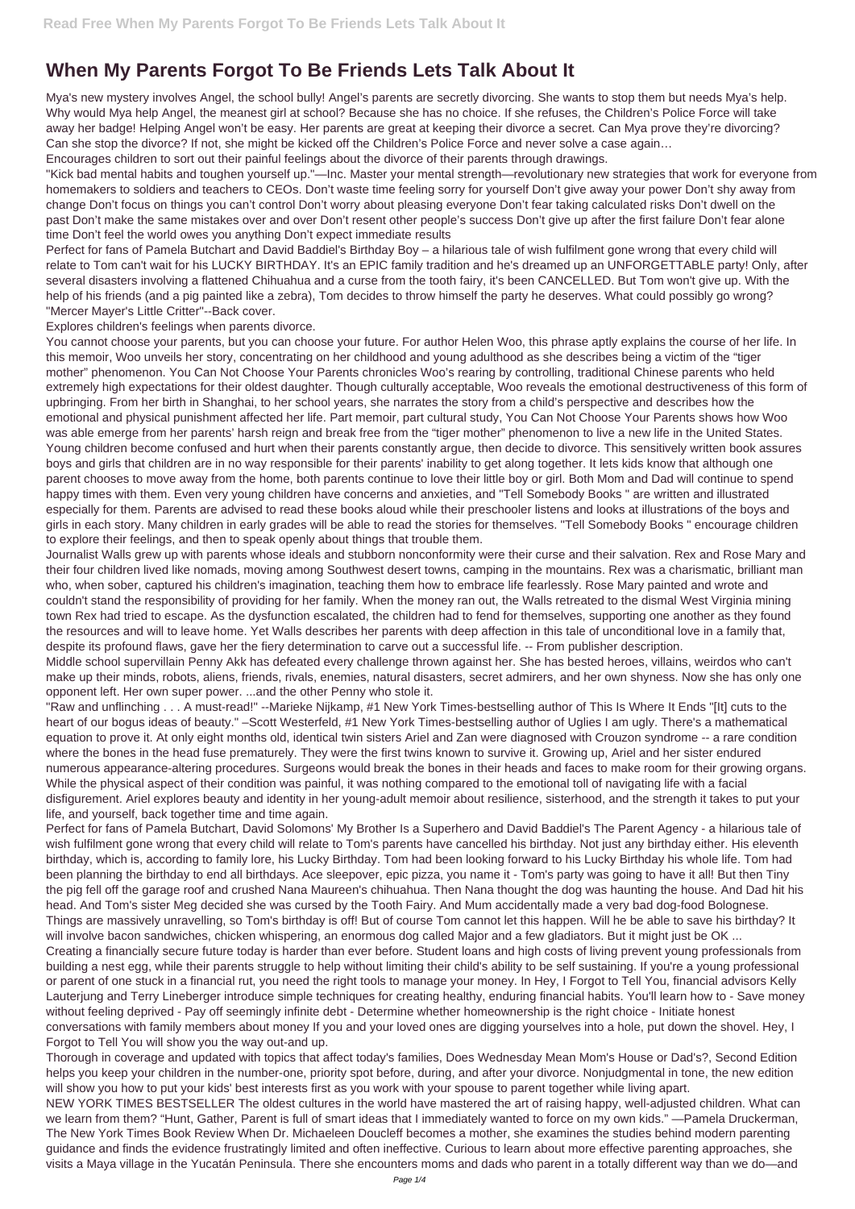# When My Parents Forgot To Be Friends Lets Talk About It

Mya's new mystery involves Angel, the school bully! Angel's parents are secretly divorcing. She wants to stop them but needs Mya's help. Why would Mya help Angel, the meanest girl at school? Because she has no choice. If she refuses, the Children's Police Force will take away her badge! Helping Angel won't be easy. Her parents are great at keeping their divorce a secret. Can Mya prove they're divorcing? Can she stop the divorce? If not, she might be kicked off the Children's Police Force and never solve a case again…

Encourages children to sort out their painful feelings about the divorce of their parents through drawings.

"Kick bad mental habits and toughen yourself up."—Inc. Master your mental strength—revolutionary new strategies that work for everyone from homemakers to soldiers and teachers to CEOs. Don't waste time feeling sorry for yourself Don't give away your power Don't shy away from change Don't focus on things you can't control Don't worry about pleasing everyone Don't fear taking calculated risks Don't dwell on the past Don't make the same mistakes over and over Don't resent other people's success Don't give up after the first failure Don't fear alone time Don't feel the world owes you anything Don't expect immediate results

Perfect for fans of Pamela Butchart and David Baddiel's Birthday Boy – a hilarious tale of wish fulfilment gone wrong that every child will relate to Tom can't wait for his LUCKY BIRTHDAY. It's an EPIC family tradition and he's dreamed up an UNFORGETTABLE party! Only, after several disasters involving a flattened Chihuahua and a curse from the tooth fairy, it's been CANCELLED. But Tom won't give up. With the help of his friends (and a pig painted like a zebra), Tom decides to throw himself the party he deserves. What could possibly go wrong?

"Mercer Mayer's Little Critter"--Back cover.

Explores children's feelings when parents divorce.

You cannot choose your parents, but you can choose your future. For author Helen Woo, this phrase aptly explains the course of her life. In this memoir, Woo unveils her story, concentrating on her childhood and young adulthood as she describes being a victim of the "tiger mother" phenomenon. You Can Not Choose Your Parents chronicles Woo's rearing by controlling, traditional Chinese parents who held extremely high expectations for their oldest daughter. Though culturally acceptable, Woo reveals the emotional destructiveness of this form of upbringing. From her birth in Shanghai, to her school years, she narrates the story from a child's perspective and describes how the emotional and physical punishment affected her life. Part memoir, part cultural study, You Can Not Choose Your Parents shows how Woo was able emerge from her parents' harsh reign and break free from the "tiger mother" phenomenon to live a new life in the United States.

Young children become confused and hurt when their parents constantly argue, then decide to divorce. This sensitively written book assures boys and girls that children are in no way responsible for their parents' inability to get along together. It lets kids know that although one parent chooses to move away from the home, both parents continue to love their little boy or girl. Both Mom and Dad will continue to spend happy times with them. Even very young children have concerns and anxieties, and "Tell Somebody Books " are written and illustrated especially for them. Parents are advised to read these books aloud while their preschooler listens and looks at illustrations of the boys and girls in each story. Many children in early grades will be able to read the stories for themselves. "Tell Somebody Books " encourage children to explore their feelings, and then to speak openly about things that trouble them.

Journalist Walls grew up with parents whose ideals and stubborn nonconformity were their curse and their salvation. Rex and Rose Mary and their four children lived like nomads, moving among Southwest desert towns, camping in the mountains. Rex was a charismatic, brilliant man who, when sober, captured his children's imagination, teaching them how to embrace life fearlessly. Rose Mary painted and wrote and couldn't stand the responsibility of providing for her family. When the money ran out, the Walls retreated to the dismal West Virginia mining town Rex had tried to escape. As the dysfunction escalated, the children had to fend for themselves, supporting one another as they found the resources and will to leave home. Yet Walls describes her parents with deep affection in this tale of unconditional love in a family that, despite its profound flaws, gave her the fiery determination to carve out a successful life. -- From publisher description.

Middle school supervillain Penny Akk has defeated every challenge thrown against her. She has bested heroes, villains, weirdos who can't make up their minds, robots, aliens, friends, rivals, enemies, natural disasters, secret admirers, and her own shyness. Now she has only one opponent left. Her own super power. ...and the other Penny who stole it.

"Raw and unflinching . . . A must-read!" --Marieke Nijkamp, #1 New York Times-bestselling author of This Is Where It Ends "[It] cuts to the heart of our bogus ideas of beauty." –Scott Westerfeld, #1 New York Times-bestselling author of Uglies I am ugly. There's a mathematical equation to prove it. At only eight months old, identical twin sisters Ariel and Zan were diagnosed with Crouzon syndrome -- a rare condition where the bones in the head fuse prematurely. They were the first twins known to survive it. Growing up, Ariel and her sister endured numerous appearance-altering procedures. Surgeons would break the bones in their heads and faces to make room for their growing organs. While the physical aspect of their condition was painful, it was nothing compared to the emotional toll of navigating life with a facial disfigurement. Ariel explores beauty and identity in her young-adult memoir about resilience, sisterhood, and the strength it takes to put your life, and yourself, back together time and time again.

Perfect for fans of Pamela Butchart, David Solomons' My Brother Is a Superhero and David Baddiel's The Parent Agency - a hilarious tale of wish fulfilment gone wrong that every child will relate to Tom's parents have cancelled his birthday. Not just any birthday either. His eleventh birthday, which is, according to family lore, his Lucky Birthday. Tom had been looking forward to his Lucky Birthday his whole life. Tom had been planning the birthday to end all birthdays. Ace sleepover, epic pizza, you name it - Tom's party was going to have it all! But then Tiny the pig fell off the garage roof and crushed Nana Maureen's chihuahua. Then Nana thought the dog was haunting the house. And Dad hit his head. And Tom's sister Meg decided she was cursed by the Tooth Fairy. And Mum accidentally made a very bad dog-food Bolognese. Things are massively unravelling, so Tom's birthday is off! But of course Tom cannot let this happen. Will he be able to save his birthday? It will involve bacon sandwiches, chicken whispering, an enormous dog called Major and a few gladiators. But it might just be OK ...

Creating a financially secure future today is harder than ever before. Student loans and high costs of living prevent young professionals from building a nest egg, while their parents struggle to help without limiting their child's ability to be self sustaining. If you're a young professional or parent of one stuck in a financial rut, you need the right tools to manage your money. In Hey, I Forgot to Tell You, financial advisors Kelly Lauterjung and Terry Lineberger introduce simple techniques for creating healthy, enduring financial habits. You'll learn how to - Save money without feeling deprived - Pay off seemingly infinite debt - Determine whether homeownership is the right choice - Initiate honest conversations with family members about money If you and your loved ones are digging yourselves into a hole, put down the shovel. Hey, I Forgot to Tell You will show you the way out-and up.

Thorough in coverage and updated with topics that affect today's families, Does Wednesday Mean Mom's House or Dad's?, Second Edition helps you keep your children in the number-one, priority spot before, during, and after your divorce. Nonjudgmental in tone, the new edition will show you how to put your kids' best interests first as you work with your spouse to parent together while living apart.

NEW YORK TIMES BESTSELLER The oldest cultures in the world have mastered the art of raising happy, well-adjusted children. What can we learn from them? "Hunt, Gather, Parent is full of smart ideas that I immediately wanted to force on my own kids." —Pamela Druckerman, The New York Times Book Review When Dr. Michaeleen Doucleff becomes a mother, she examines the studies behind modern parenting guidance and finds the evidence frustratingly limited and often ineffective. Curious to learn about more effective parenting approaches, she visits a Maya village in the Yucatán Peninsula. There she encounters moms and dads who parent in a totally different way than we do—and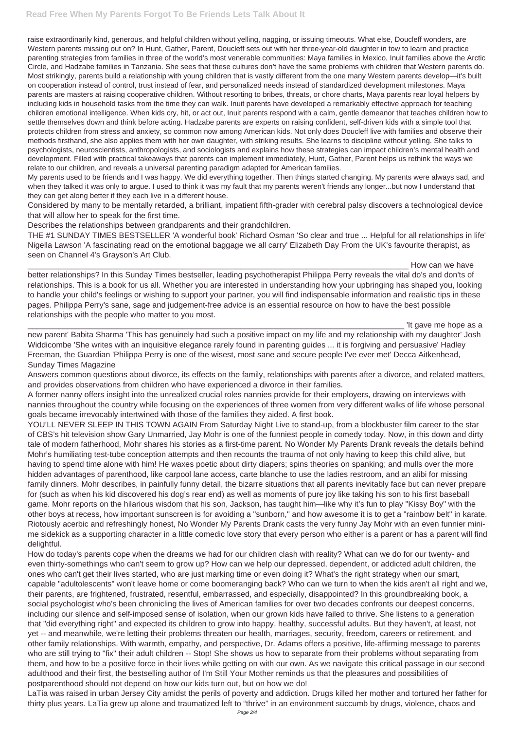raise extraordinarily kind, generous, and helpful children without yelling, nagging, or issuing timeouts. What else, Doucleff wonders, are Western parents missing out on? In Hunt, Gather, Parent, Doucleff sets out with her three-year-old daughter in tow to learn and practice parenting strategies from families in three of the world's most venerable communities: Maya families in Mexico, Inuit families above the Arctic Circle, and Hadzabe families in Tanzania. She sees that these cultures don't have the same problems with children that Western parents do. Most strikingly, parents build a relationship with young children that is vastly different from the one many Western parents develop—it's built on cooperation instead of control, trust instead of fear, and personalized needs instead of standardized development milestones. Maya parents are masters at raising cooperative children. Without resorting to bribes, threats, or chore charts, Maya parents rear loyal helpers by including kids in household tasks from the time they can walk. Inuit parents have developed a remarkably effective approach for teaching children emotional intelligence. When kids cry, hit, or act out, Inuit parents respond with a calm, gentle demeanor that teaches children how to settle themselves down and think before acting. Hadzabe parents are experts on raising confident, self-driven kids with a simple tool that protects children from stress and anxiety, so common now among American kids. Not only does Doucleff live with families and observe their methods firsthand, she also applies them with her own daughter, with striking results. She learns to discipline without yelling. She talks to psychologists, neuroscientists, anthropologists, and sociologists and explains how these strategies can impact children's mental health and development. Filled with practical takeaways that parents can implement immediately, Hunt, Gather, Parent helps us rethink the ways we relate to our children, and reveals a universal parenting paradigm adapted for American families.

My parents used to be friends and I was happy. We did everything together. Then things started changing. My parents were always sad, and when they talked it was only to argue. I used to think it was my fault that my parents weren't friends any longer...but now I understand that they can get along better if they each live in a different house.

Considered by many to be mentally retarded, a brilliant, impatient fifth-grader with cerebral palsy discovers a technological device that will allow her to speak for the first time.

Describes the relationships between grandparents and their grandchildren.

THE #1 SUNDAY TIMES BESTSELLER 'A wonderful book' Richard Osman 'So clear and true ... Helpful for all relationships in life' Nigella Lawson 'A fascinating read on the emotional baggage we all carry' Elizabeth Day From the UK's favourite therapist, as seen on Channel 4's Grayson's Art Club. ________________________________________________________________________________ How can we have better relationships? In this Sunday Times bestseller, leading psychotherapist Philippa Perry reveals the vital do's and don'ts of relationships. This is a book for us all. Whether you are interested in understanding how your upbringing has shaped you, looking to handle your child's feelings or wishing to support your partner, you will find indispensable information and realistic tips in these pages. Philippa Perry's sane, sage and judgement-free advice is an essential resource on how to have the best possible relationships with the people who matter to you most. ________________________________________________________________________________ 'It gave me hope as a new parent' Babita Sharma 'This has genuinely had such a positive impact on my life and my relationship with my daughter' Josh Widdicombe 'She writes with an inquisitive elegance rarely found in parenting guides ... it is forgiving and persuasive' Hadley Freeman, the Guardian 'Philippa Perry is one of the wisest, most sane and secure people I've ever met' Decca Aitkenhead, Sunday Times Magazine

Answers common questions about divorce, its effects on the family, relationships with parents after a divorce, and related matters, and provides observations from children who have experienced a divorce in their families.

A former nanny offers insight into the unrealized crucial roles nannies provide for their employers, drawing on interviews with nannies throughout the country while focusing on the experiences of three women from very different walks of life whose personal goals became irrevocably intertwined with those of the families they aided. A first book.

YOU'LL NEVER SLEEP IN THIS TOWN AGAIN From Saturday Night Live to stand-up, from a blockbuster film career to the star of CBS's hit television show Gary Unmarried, Jay Mohr is one of the funniest people in comedy today. Now, in this down and dirty tale of modern fatherhood, Mohr shares his stories as a first-time parent. No Wonder My Parents Drank reveals the details behind Mohr's humiliating test-tube conception attempts and then recounts the trauma of not only having to keep this child alive, but having to spend time alone with him! He waxes poetic about dirty diapers; spins theories on spanking; and mulls over the more hidden advantages of parenthood, like carpool lane access, carte blanche to use the ladies restroom, and an alibi for missing family dinners. Mohr describes, in painfully funny detail, the bizarre situations that all parents inevitably face but can never prepare for (such as when his kid discovered his dog's rear end) as well as moments of pure joy like taking his son to his first baseball game. Mohr reports on the hilarious wisdom that his son, Jackson, has taught him—like why it's fun to play "Kissy Boy" with the other boys at recess, how important sunscreen is for avoiding a "sunborn," and how awesome it is to get a "rainbow belt" in karate. Riotously acerbic and refreshingly honest, No Wonder My Parents Drank casts the very funny Jay Mohr with an even funnier mini-me sidekick as a supporting character in a little comedic love story that every person who either is a parent or has a parent will find delightful.

How do today's parents cope when the dreams we had for our children clash with reality? What can we do for our twenty- and even thirty-somethings who can't seem to grow up? How can we help our depressed, dependent, or addicted adult children, the ones who can't get their lives started, who are just marking time or even doing it? What's the right strategy when our smart, capable "adultolescents" won't leave home or come boomeranging back? Who can we turn to when the kids aren't all right and we, their parents, are frightened, frustrated, resentful, embarrassed, and especially, disappointed? In this groundbreaking book, a social psychologist who's been chronicling the lives of American families for over two decades confronts our deepest concerns, including our silence and self-imposed sense of isolation, when our grown kids have failed to thrive. She listens to a generation that "did everything right" and expected its children to grow into happy, healthy, successful adults. But they haven't, at least, not yet -- and meanwhile, we're letting their problems threaten our health, marriages, security, freedom, careers or retirement, and other family relationships. With warmth, empathy, and perspective, Dr. Adams offers a positive, life-affirming message to parents who are still trying to "fix" their adult children -- Stop! She shows us how to separate from their problems without separating from them, and how to be a positive force in their lives while getting on with our own. As we navigate this critical passage in our second adulthood and their first, the bestselling author of I'm Still Your Mother reminds us that the pleasures and possibilities of postparenthood should not depend on how our kids turn out, but on how we do!

LaTia was raised in urban Jersey City amidst the perils of poverty and addiction. Drugs killed her mother and tortured her father for thirty plus years. LaTia grew up alone and traumatized left to "thrive" in an environment succumb by drugs, violence, chaos and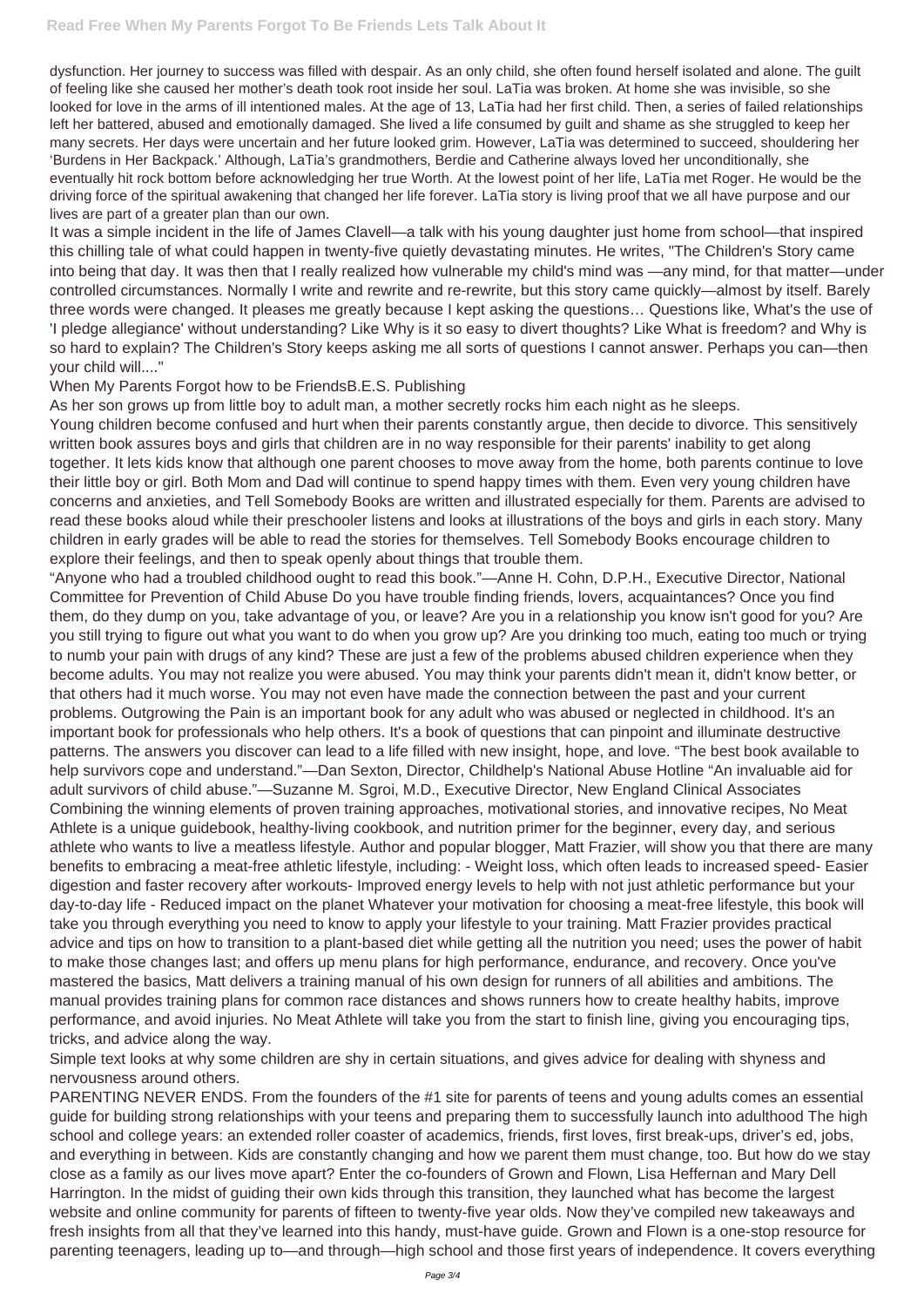dysfunction. Her journey to success was filled with despair. As an only child, she often found herself isolated and alone. The guilt of feeling like she caused her mother's death took root inside her soul. LaTia was broken. At home she was invisible, so she looked for love in the arms of ill intentioned males. At the age of 13, LaTia had her first child. Then, a series of failed relationships left her battered, abused and emotionally damaged. She lived a life consumed by guilt and shame as she struggled to keep her many secrets. Her days were uncertain and her future looked grim. However, LaTia was determined to succeed, shouldering her 'Burdens in Her Backpack.' Although, LaTia's grandmothers, Berdie and Catherine always loved her unconditionally, she eventually hit rock bottom before acknowledging her true Worth. At the lowest point of her life, LaTia met Roger. He would be the the driving force of the spiritual awakening that changed her life forever. LaTia story is living proof that we all have purpose and our lives are part of a greater plan than our own.

It was a simple incident in the life of James Clavell—a talk with his young daughter just home from school—that inspired this chilling tale of what could happen in twenty-five quietly devastating minutes. He writes, "The Children's Story came into being that day. It was then that I really realized how vulnerable my child's mind was —any mind, for that matter—under controlled circumstances. Normally I write and rewrite and re-rewrite, but this story came quickly—almost by itself. Barely three words were changed. It pleases me greatly because I kept asking the questions… Questions like, What's the use of 'I pledge allegiance' without understanding? Like Why is it so easy to divert thoughts? Like What is freedom? and Why is so hard to explain? The Children's Story keeps asking me all sorts of questions I cannot answer. Perhaps you can—then your child will...."

When My Parents Forgot how to be FriendsB.E.S. Publishing

As her son grows up from little boy to adult man, a mother secretly rocks him each night as he sleeps.

Young children become confused and hurt when their parents constantly argue, then decide to divorce. This sensitively written book assures boys and girls that children are in no way responsible for their parents' inability to get along together. It lets kids know that although one parent chooses to move away from the home, both parents continue to love their little boy or girl. Both Mom and Dad will continue to spend happy times with them. Even very young children have concerns and anxieties, and Tell Somebody Books are written and illustrated especially for them. Parents are advised to read these books aloud while their preschooler listens and looks at illustrations of the boys and girls in each story. Many children in early grades will be able to read the stories for themselves. Tell Somebody Books encourage children to explore their feelings, and then to speak openly about things that trouble them.

"Anyone who had a troubled childhood ought to read this book."—Anne H. Cohn, D.P.H., Executive Director, National Committee for Prevention of Child Abuse Do you have trouble finding friends, lovers, acquaintances? Once you find them, do they dump on you, take advantage of you, or leave? Are you in a relationship you know isn't good for you? Are you still trying to figure out what you want to do when you grow up? Are you drinking too much, eating too much or trying to numb your pain with drugs of any kind? These are just a few of the problems abused children experience when they become adults. You may not realize you were abused. You may think your parents didn't mean it, didn't know better, or that others had it much worse. You may not even have made the connection between the past and your current problems. Outgrowing the Pain is an important book for any adult who was abused or neglected in childhood. It's an important book for professionals who help others. It's a book of questions that can pinpoint and illuminate destructive patterns. The answers you discover can lead to a life filled with new insight, hope, and love. "The best book available to help survivors cope and understand."—Dan Sexton, Director, Childhelp's National Abuse Hotline "An invaluable aid for adult survivors of child abuse."—Suzanne M. Sgroi, M.D., Executive Director, New England Clinical Associates

Combining the winning elements of proven training approaches, motivational stories, and innovative recipes, No Meat Athlete is a unique guidebook, healthy-living cookbook, and nutrition primer for the beginner, every day, and serious athlete who wants to live a meatless lifestyle. Author and popular blogger, Matt Frazier, will show you that there are many benefits to embracing a meat-free athletic lifestyle, including: - Weight loss, which often leads to increased speed- Easier digestion and faster recovery after workouts- Improved energy levels to help with not just athletic performance but your day-to-day life - Reduced impact on the planet Whatever your motivation for choosing a meat-free lifestyle, this book will take you through everything you need to know to apply your lifestyle to your training. Matt Frazier provides practical advice and tips on how to transition to a plant-based diet while getting all the nutrition you need; uses the power of habit to make those changes last; and offers up menu plans for high performance, endurance, and recovery. Once you've mastered the basics, Matt delivers a training manual of his own design for runners of all abilities and ambitions. The manual provides training plans for common race distances and shows runners how to create healthy habits, improve performance, and avoid injuries. No Meat Athlete will take you from the start to finish line, giving you encouraging tips, tricks, and advice along the way.

Simple text looks at why some children are shy in certain situations, and gives advice for dealing with shyness and nervousness around others.

PARENTING NEVER ENDS. From the founders of the #1 site for parents of teens and young adults comes an essential guide for building strong relationships with your teens and preparing them to successfully launch into adulthood The high school and college years: an extended roller coaster of academics, friends, first loves, first break-ups, driver's ed, jobs, and everything in between. Kids are constantly changing and how we parent them must change, too. But how do we stay close as a family as our lives move apart? Enter the co-founders of Grown and Flown, Lisa Heffernan and Mary Dell Harrington. In the midst of guiding their own kids through this transition, they launched what has become the largest website and online community for parents of fifteen to twenty-five year olds. Now they've compiled new takeaways and fresh insights from all that they've learned into this handy, must-have guide. Grown and Flown is a one-stop resource for parenting teenagers, leading up to—and through—high school and those first years of independence. It covers everything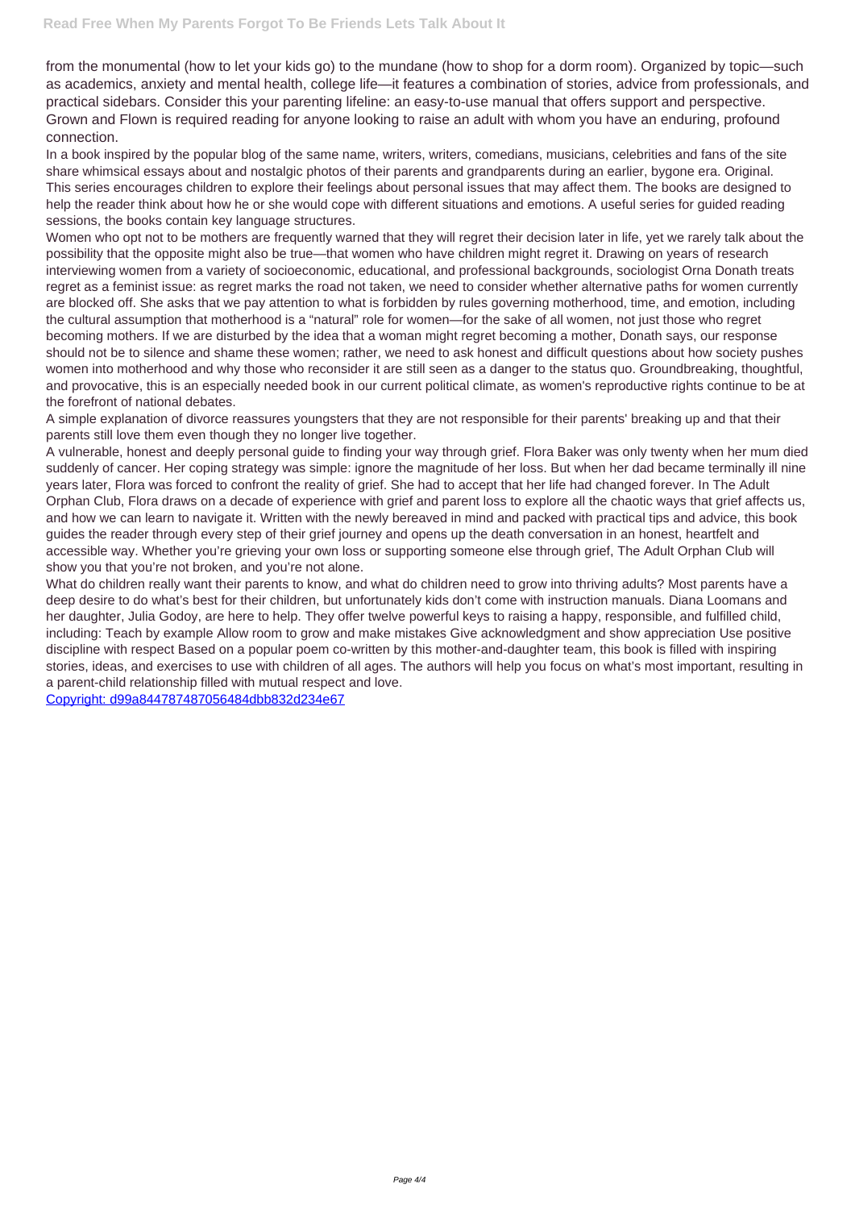from the monumental (how to let your kids go) to the mundane (how to shop for a dorm room). Organized by topic—such as academics, anxiety and mental health, college life—it features a combination of stories, advice from professionals, and practical sidebars. Consider this your parenting lifeline: an easy-to-use manual that offers support and perspective. Grown and Flown is required reading for anyone looking to raise an adult with whom you have an enduring, profound connection.

In a book inspired by the popular blog of the same name, writers, writers, comedians, musicians, celebrities and fans of the site share whimsical essays about and nostalgic photos of their parents and grandparents during an earlier, bygone era. Original. This series encourages children to explore their feelings about personal issues that may affect them. The books are designed to help the reader think about how he or she would cope with different situations and emotions. A useful series for guided reading sessions, the books contain key language structures.

Women who opt not to be mothers are frequently warned that they will regret their decision later in life, yet we rarely talk about the possibility that the opposite might also be true—that women who have children might regret it. Drawing on years of research interviewing women from a variety of socioeconomic, educational, and professional backgrounds, sociologist Orna Donath treats regret as a feminist issue: as regret marks the road not taken, we need to consider whether alternative paths for women currently are blocked off. She asks that we pay attention to what is forbidden by rules governing motherhood, time, and emotion, including the cultural assumption that motherhood is a "natural" role for women—for the sake of all women, not just those who regret becoming mothers. If we are disturbed by the idea that a woman might regret becoming a mother, Donath says, our response should not be to silence and shame these women; rather, we need to ask honest and difficult questions about how society pushes women into motherhood and why those who reconsider it are still seen as a danger to the status quo. Groundbreaking, thoughtful, and provocative, this is an especially needed book in our current political climate, as women's reproductive rights continue to be at the forefront of national debates.

A simple explanation of divorce reassures youngsters that they are not responsible for their parents' breaking up and that their parents still love them even though they no longer live together.

A vulnerable, honest and deeply personal guide to finding your way through grief. Flora Baker was only twenty when her mum died suddenly of cancer. Her coping strategy was simple: ignore the magnitude of her loss. But when her dad became terminally ill nine years later, Flora was forced to confront the reality of grief. She had to accept that her life had changed forever. In The Adult Orphan Club, Flora draws on a decade of experience with grief and parent loss to explore all the chaotic ways that grief affects us, and how we can learn to navigate it. Written with the newly bereaved in mind and packed with practical tips and advice, this book guides the reader through every step of their grief journey and opens up the death conversation in an honest, heartfelt and accessible way. Whether you're grieving your own loss or supporting someone else through grief, The Adult Orphan Club will show you that you're not broken, and you're not alone.

What do children really want their parents to know, and what do children need to grow into thriving adults? Most parents have a deep desire to do what's best for their children, but unfortunately kids don't come with instruction manuals. Diana Loomans and her daughter, Julia Godoy, are here to help. They offer twelve powerful keys to raising a happy, responsible, and fulfilled child, including: Teach by example Allow room to grow and make mistakes Give acknowledgment and show appreciation Use positive discipline with respect Based on a popular poem co-written by this mother-and-daughter team, this book is filled with inspiring stories, ideas, and exercises to use with children of all ages. The authors will help you focus on what's most important, resulting in a parent-child relationship filled with mutual respect and love.

Copyright: d99a844787487056484dbb832d234e67